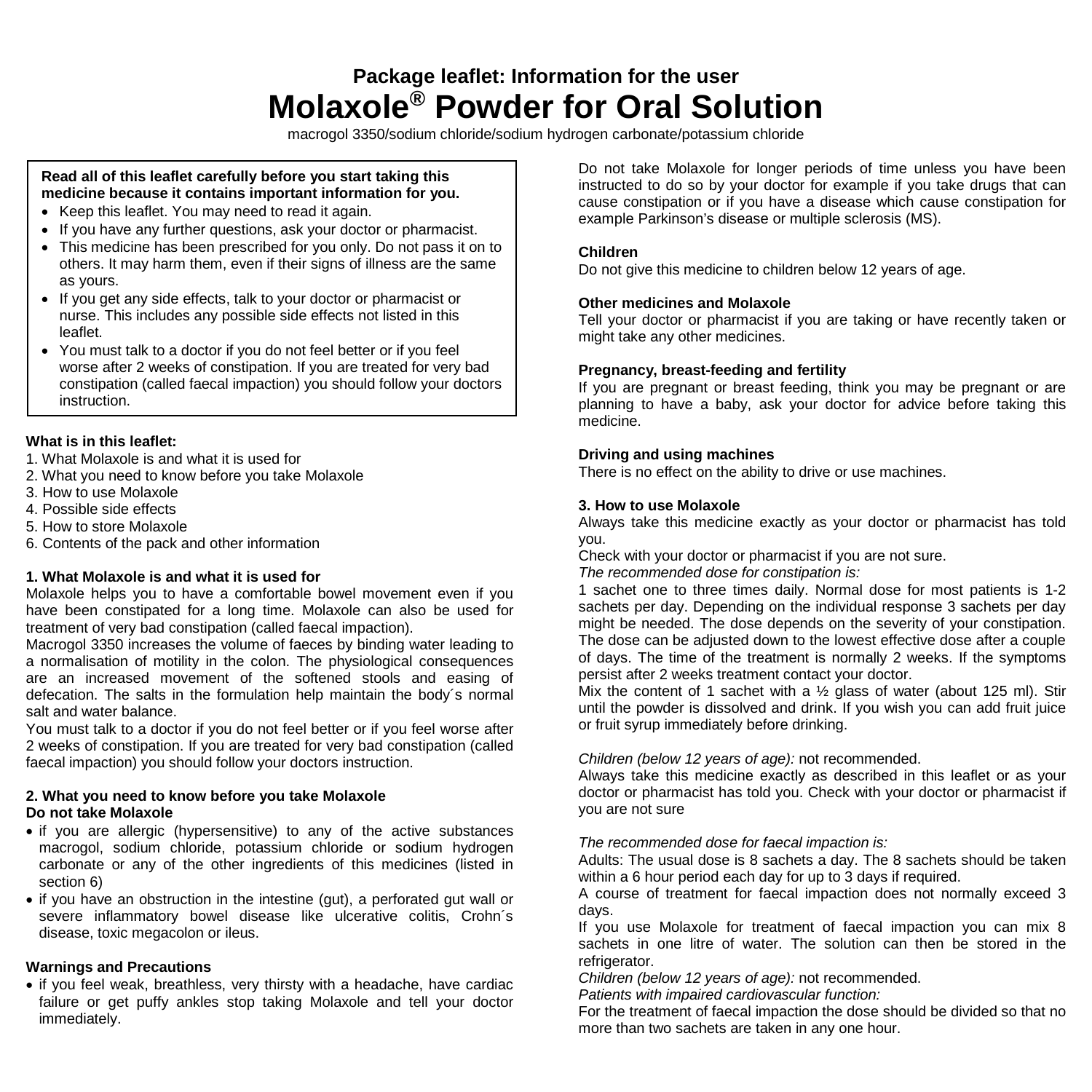# Package leaflet: Information for the user

# Molaxole® Powder for Oral Solution

macrogol 3350/sodium chloride/sodium hydrogen carbonate/potassium chloride

**Read all of this leaflet carefully before you start taking this medicine because it contains important information for you.**

- Keep this leaflet. You may need to read it again.
- If you have any further questions, ask your doctor or pharmacist.
- This medicine has been prescribed for you only. Do not pass it on to others. It may harm them, even if their signs of illness are the same as yours.
- If you get any side effects, talk to your doctor or pharmacist or nurse. This includes any possible side effects not listed in this leaflet.
- You must talk to a doctor if you do not feel better or if you feel worse after 2 weeks of constipation. If you are treated for very bad constipation (called faecal impaction) you should follow your doctors instruction.

**What is in this leaflet:**

1. What Molaxole is and what it is used for
2. What you need to know before you take Molaxole
3. How to use Molaxole
4. Possible side effects
5. How to store Molaxole
6. Contents of the pack and other information

### 1. What Molaxole is and what it is used for

Molaxole helps you to have a comfortable bowel movement even if you have been constipated for a long time. Molaxole can also be used for treatment of very bad constipation (called faecal impaction).

Macrogol 3350 increases the volume of faeces by binding water leading to a normalisation of motility in the colon. The physiological consequences are an increased movement of the softened stools and easing of defecation. The salts in the formulation help maintain the body´s normal salt and water balance.

You must talk to a doctor if you do not feel better or if you feel worse after 2 weeks of constipation. If you are treated for very bad constipation (called faecal impaction) you should follow your doctors instruction.

### 2. What you need to know before you take Molaxole

**Do not take Molaxole**

- if you are allergic (hypersensitive) to any of the active substances macrogol, sodium chloride, potassium chloride or sodium hydrogen carbonate or any of the other ingredients of this medicines (listed in section 6)
- if you have an obstruction in the intestine (gut), a perforated gut wall or severe inflammatory bowel disease like ulcerative colitis, Crohn´s disease, toxic megacolon or ileus.

**Warnings and Precautions**

- if you feel weak, breathless, very thirsty with a headache, have cardiac failure or get puffy ankles stop taking Molaxole and tell your doctor immediately.

Do not take Molaxole for longer periods of time unless you have been instructed to do so by your doctor for example if you take drugs that can cause constipation or if you have a disease which cause constipation for example Parkinson's disease or multiple sclerosis (MS).

**Children**

Do not give this medicine to children below 12 years of age.

**Other medicines and Molaxole**

Tell your doctor or pharmacist if you are taking or have recently taken or might take any other medicines.

**Pregnancy, breast-feeding and fertility**

If you are pregnant or breast feeding, think you may be pregnant or are planning to have a baby, ask your doctor for advice before taking this medicine.

**Driving and using machines**

There is no effect on the ability to drive or use machines.

### 3. How to use Molaxole

Always take this medicine exactly as your doctor or pharmacist has told you.

Check with your doctor or pharmacist if you are not sure.

*The recommended dose for constipation is:*

1 sachet one to three times daily. Normal dose for most patients is 1-2 sachets per day. Depending on the individual response 3 sachets per day might be needed. The dose depends on the severity of your constipation. The dose can be adjusted down to the lowest effective dose after a couple of days. The time of the treatment is normally 2 weeks. If the symptoms persist after 2 weeks treatment contact your doctor.

Mix the content of 1 sachet with a ½ glass of water (about 125 ml). Stir until the powder is dissolved and drink. If you wish you can add fruit juice or fruit syrup immediately before drinking.

*Children (below 12 years of age):* not recommended.

Always take this medicine exactly as described in this leaflet or as your doctor or pharmacist has told you. Check with your doctor or pharmacist if you are not sure

*The recommended dose for faecal impaction is:*

Adults: The usual dose is 8 sachets a day. The 8 sachets should be taken within a 6 hour period each day for up to 3 days if required.

A course of treatment for faecal impaction does not normally exceed 3 days.

If you use Molaxole for treatment of faecal impaction you can mix 8 sachets in one litre of water. The solution can then be stored in the refrigerator.

*Children (below 12 years of age):* not recommended.

*Patients with impaired cardiovascular function:*

For the treatment of faecal impaction the dose should be divided so that no more than two sachets are taken in any one hour.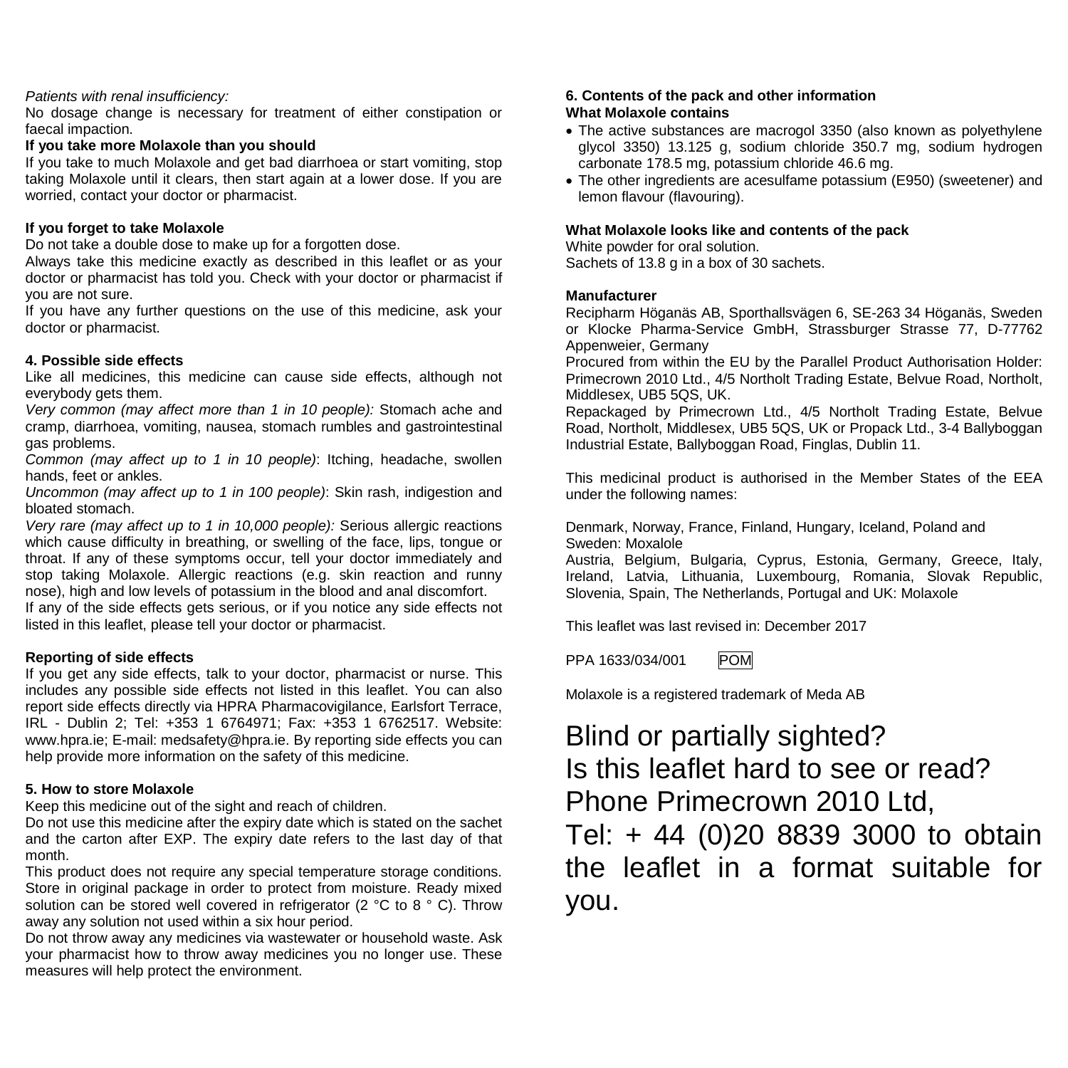*Patients with renal insufficiency:*

No dosage change is necessary for treatment of either constipation or faecal impaction.

**If you take more Molaxole than you should**

If you take to much Molaxole and get bad diarrhoea or start vomiting, stop taking Molaxole until it clears, then start again at a lower dose. If you are worried, contact your doctor or pharmacist.

**If you forget to take Molaxole**

Do not take a double dose to make up for a forgotten dose.

Always take this medicine exactly as described in this leaflet or as your doctor or pharmacist has told you. Check with your doctor or pharmacist if you are not sure.

If you have any further questions on the use of this medicine, ask your doctor or pharmacist.

**4. Possible side effects**

Like all medicines, this medicine can cause side effects, although not everybody gets them.

*Very common (may affect more than 1 in 10 people):* Stomach ache and cramp, diarrhoea, vomiting, nausea, stomach rumbles and gastrointestinal gas problems.

*Common (may affect up to 1 in 10 people)*: Itching, headache, swollen hands, feet or ankles.

*Uncommon (may affect up to 1 in 100 people)*: Skin rash, indigestion and bloated stomach.

*Very rare (may affect up to 1 in 10,000 people):* Serious allergic reactions which cause difficulty in breathing, or swelling of the face, lips, tongue or throat. If any of these symptoms occur, tell your doctor immediately and stop taking Molaxole. Allergic reactions (e.g. skin reaction and runny nose), high and low levels of potassium in the blood and anal discomfort.

If any of the side effects gets serious, or if you notice any side effects not listed in this leaflet, please tell your doctor or pharmacist.

**Reporting of side effects**

If you get any side effects, talk to your doctor, pharmacist or nurse. This includes any possible side effects not listed in this leaflet. You can also report side effects directly via HPRA Pharmacovigilance, Earlsfort Terrace, IRL - Dublin 2; Tel: +353 1 6764971; Fax: +353 1 6762517. Website: www.hpra.ie; E-mail: medsafety@hpra.ie. By reporting side effects you can help provide more information on the safety of this medicine.

**5. How to store Molaxole**

Keep this medicine out of the sight and reach of children.

Do not use this medicine after the expiry date which is stated on the sachet and the carton after EXP. The expiry date refers to the last day of that month.

This product does not require any special temperature storage conditions. Store in original package in order to protect from moisture. Ready mixed solution can be stored well covered in refrigerator (2 °C to 8 ° C). Throw away any solution not used within a six hour period.

Do not throw away any medicines via wastewater or household waste. Ask your pharmacist how to throw away medicines you no longer use. These measures will help protect the environment.

**6. Contents of the pack and other information**

**What Molaxole contains**

- The active substances are macrogol 3350 (also known as polyethylene glycol 3350) 13.125 g, sodium chloride 350.7 mg, sodium hydrogen carbonate 178.5 mg, potassium chloride 46.6 mg.
- The other ingredients are acesulfame potassium (E950) (sweetener) and lemon flavour (flavouring).

**What Molaxole looks like and contents of the pack**

White powder for oral solution.

Sachets of 13.8 g in a box of 30 sachets.

**Manufacturer**

Recipharm Höganäs AB, Sporthallsvägen 6, SE-263 34 Höganäs, Sweden or Klocke Pharma-Service GmbH, Strassburger Strasse 77, D-77762 Appenweier, Germany

Procured from within the EU by the Parallel Product Authorisation Holder: Primecrown 2010 Ltd., 4/5 Northolt Trading Estate, Belvue Road, Northolt, Middlesex, UB5 5QS, UK.

Repackaged by Primecrown Ltd., 4/5 Northolt Trading Estate, Belvue Road, Northolt, Middlesex, UB5 5QS, UK or Propack Ltd., 3-4 Ballyboggan Industrial Estate, Ballyboggan Road, Finglas, Dublin 11.

This medicinal product is authorised in the Member States of the EEA under the following names:

Denmark, Norway, France, Finland, Hungary, Iceland, Poland and Sweden: Moxalole

Austria, Belgium, Bulgaria, Cyprus, Estonia, Germany, Greece, Italy, Ireland, Latvia, Lithuania, Luxembourg, Romania, Slovak Republic, Slovenia, Spain, The Netherlands, Portugal and UK: Molaxole

This leaflet was last revised in: December 2017

PPA 1633/034/001 POM

Molaxole is a registered trademark of Meda AB

# Blind or partially sighted? Is this leaflet hard to see or read? Phone Primecrown 2010 Ltd, Tel: + 44 (0)20 8839 3000 to obtain the leaflet in a format suitable for you.